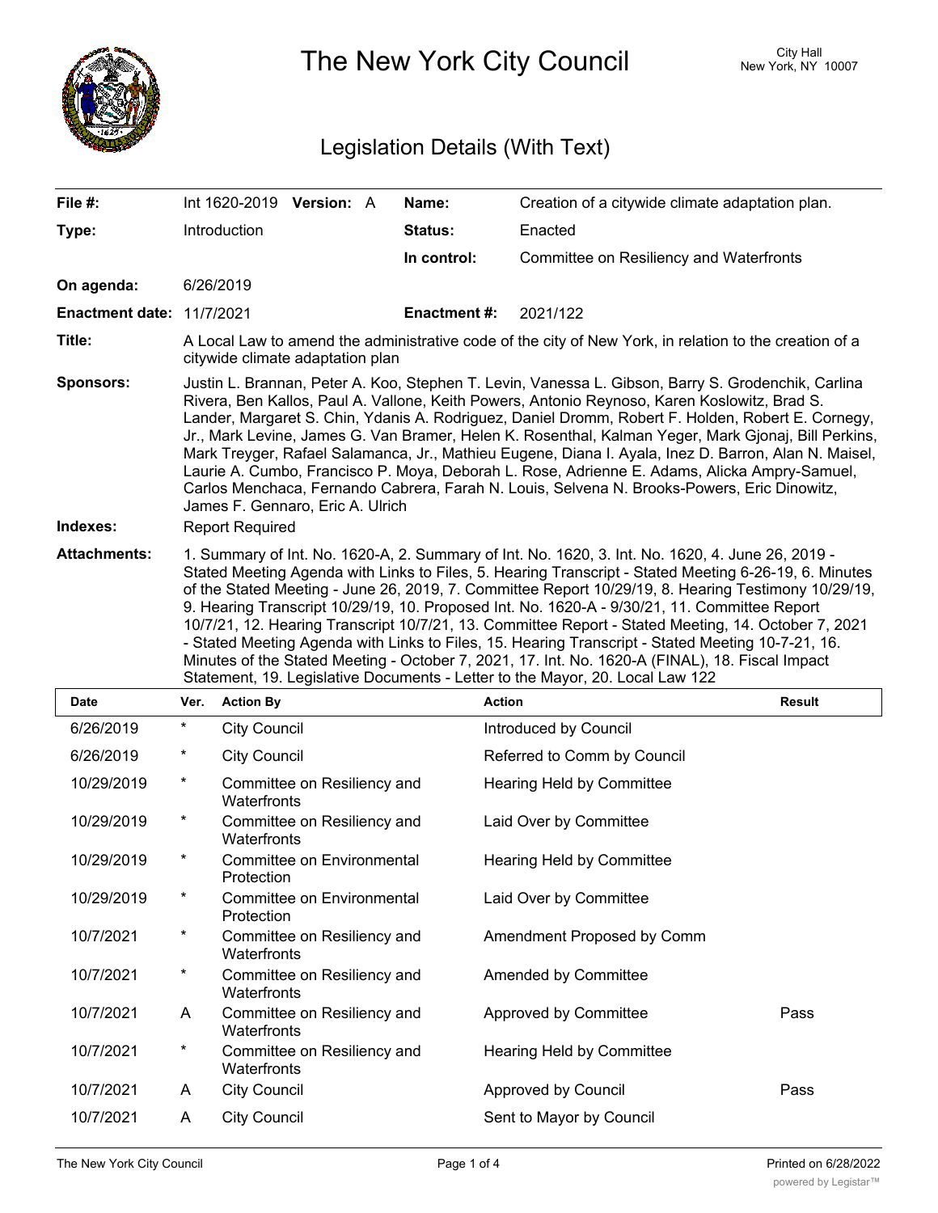# The New York City Council

City Hall
New York, NY 10007

## Legislation Details (With Text)

| | | | |
|---|---|---|---|
| **File #:** | Int 1620-2019 **Version:** A | **Name:** | Creation of a citywide climate adaptation plan. |
| **Type:** | Introduction | **Status:** | Enacted |
| | | **In control:** | Committee on Resiliency and Waterfronts |
| **On agenda:** | 6/26/2019 | | |
| **Enactment date:** | 11/7/2021 | **Enactment #:** | 2021/122 |

**Title:** A Local Law to amend the administrative code of the city of New York, in relation to the creation of a citywide climate adaptation plan

**Sponsors:** Justin L. Brannan, Peter A. Koo, Stephen T. Levin, Vanessa L. Gibson, Barry S. Grodenchik, Carlina Rivera, Ben Kallos, Paul A. Vallone, Keith Powers, Antonio Reynoso, Karen Koslowitz, Brad S. Lander, Margaret S. Chin, Ydanis A. Rodriguez, Daniel Dromm, Robert F. Holden, Robert E. Cornegy, Jr., Mark Levine, James G. Van Bramer, Helen K. Rosenthal, Kalman Yeger, Mark Gjonaj, Bill Perkins, Mark Treyger, Rafael Salamanca, Jr., Mathieu Eugene, Diana I. Ayala, Inez D. Barron, Alan N. Maisel, Laurie A. Cumbo, Francisco P. Moya, Deborah L. Rose, Adrienne E. Adams, Alicka Ampry-Samuel, Carlos Menchaca, Fernando Cabrera, Farah N. Louis, Selvena N. Brooks-Powers, Eric Dinowitz, James F. Gennaro, Eric A. Ulrich

**Indexes:** Report Required

**Attachments:** 1. Summary of Int. No. 1620-A, 2. Summary of Int. No. 1620, 3. Int. No. 1620, 4. June 26, 2019 - Stated Meeting Agenda with Links to Files, 5. Hearing Transcript - Stated Meeting 6-26-19, 6. Minutes of the Stated Meeting - June 26, 2019, 7. Committee Report 10/29/19, 8. Hearing Testimony 10/29/19, 9. Hearing Transcript 10/29/19, 10. Proposed Int. No. 1620-A - 9/30/21, 11. Committee Report 10/7/21, 12. Hearing Transcript 10/7/21, 13. Committee Report - Stated Meeting, 14. October 7, 2021 - Stated Meeting Agenda with Links to Files, 15. Hearing Transcript - Stated Meeting 10-7-21, 16. Minutes of the Stated Meeting - October 7, 2021, 17. Int. No. 1620-A (FINAL), 18. Fiscal Impact Statement, 19. Legislative Documents - Letter to the Mayor, 20. Local Law 122

| Date | Ver. | Action By | Action | Result |
|---|---|---|---|---|
| 6/26/2019 | * | City Council | Introduced by Council | |
| 6/26/2019 | * | City Council | Referred to Comm by Council | |
| 10/29/2019 | * | Committee on Resiliency and Waterfronts | Hearing Held by Committee | |
| 10/29/2019 | * | Committee on Resiliency and Waterfronts | Laid Over by Committee | |
| 10/29/2019 | * | Committee on Environmental Protection | Hearing Held by Committee | |
| 10/29/2019 | * | Committee on Environmental Protection | Laid Over by Committee | |
| 10/7/2021 | * | Committee on Resiliency and Waterfronts | Amendment Proposed by Comm | |
| 10/7/2021 | * | Committee on Resiliency and Waterfronts | Amended by Committee | |
| 10/7/2021 | A | Committee on Resiliency and Waterfronts | Approved by Committee | Pass |
| 10/7/2021 | * | Committee on Resiliency and Waterfronts | Hearing Held by Committee | |
| 10/7/2021 | A | City Council | Approved by Council | Pass |
| 10/7/2021 | A | City Council | Sent to Mayor by Council | |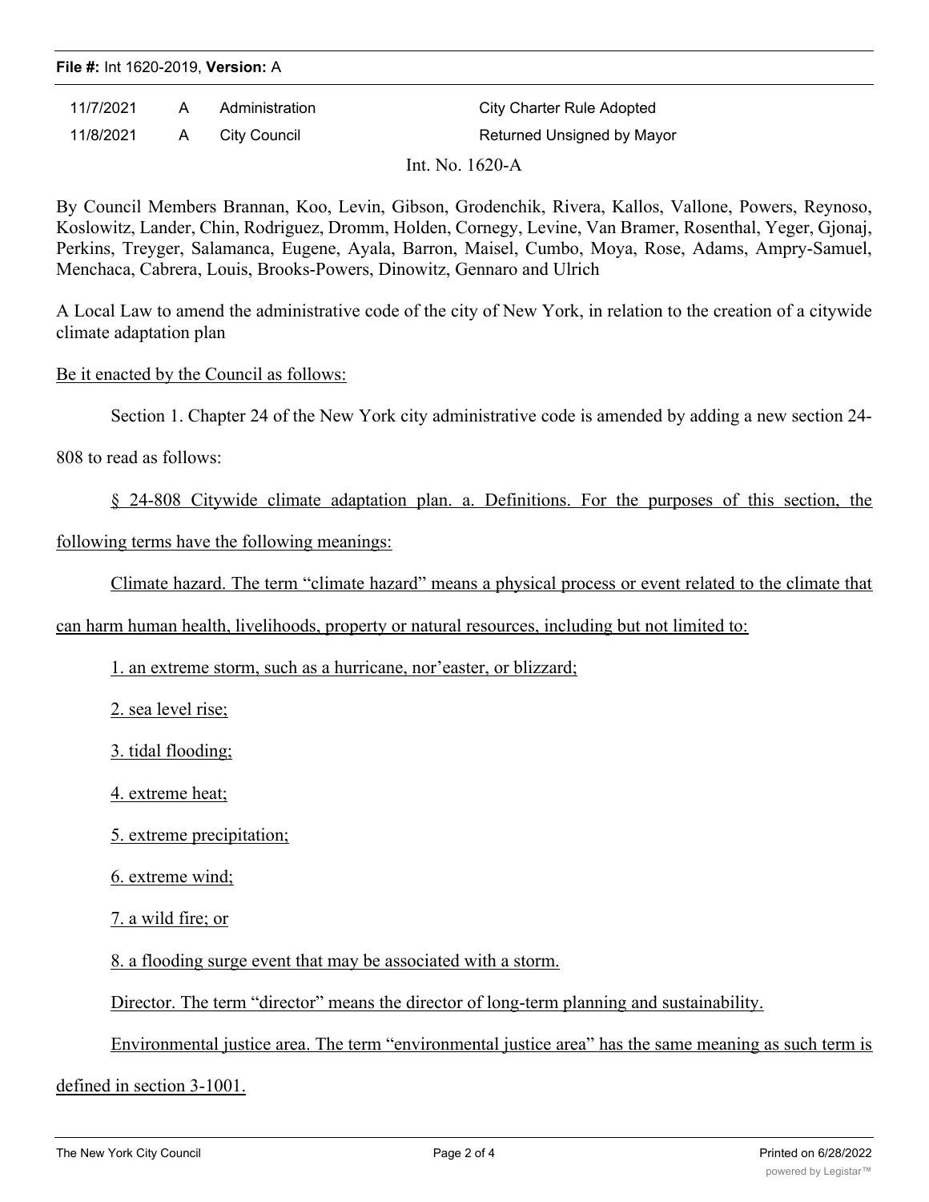| 11/7/2021 | A | Administration | City Charter Rule Adopted |
| --- | --- | --- | --- |
| 11/8/2021 | A | City Council | Returned Unsigned by Mayor |

Int. No. 1620-A

By Council Members Brannan, Koo, Levin, Gibson, Grodenchik, Rivera, Kallos, Vallone, Powers, Reynoso, Koslowitz, Lander, Chin, Rodriguez, Dromm, Holden, Cornegy, Levine, Van Bramer, Rosenthal, Yeger, Gjonaj, Perkins, Treyger, Salamanca, Eugene, Ayala, Barron, Maisel, Cumbo, Moya, Rose, Adams, Ampry-Samuel, Menchaca, Cabrera, Louis, Brooks-Powers, Dinowitz, Gennaro and Ulrich

A Local Law to amend the administrative code of the city of New York, in relation to the creation of a citywide climate adaptation plan

Be it enacted by the Council as follows:

Section 1. Chapter 24 of the New York city administrative code is amended by adding a new section 24-808 to read as follows:

§ 24-808 Citywide climate adaptation plan. a. Definitions. For the purposes of this section, the following terms have the following meanings:

Climate hazard. The term "climate hazard" means a physical process or event related to the climate that can harm human health, livelihoods, property or natural resources, including but not limited to:

1. an extreme storm, such as a hurricane, nor'easter, or blizzard;

2. sea level rise;

3. tidal flooding;

4. extreme heat;

5. extreme precipitation;

6. extreme wind;

7. a wild fire; or

8. a flooding surge event that may be associated with a storm.

Director. The term "director" means the director of long-term planning and sustainability.

Environmental justice area. The term "environmental justice area" has the same meaning as such term is defined in section 3-1001.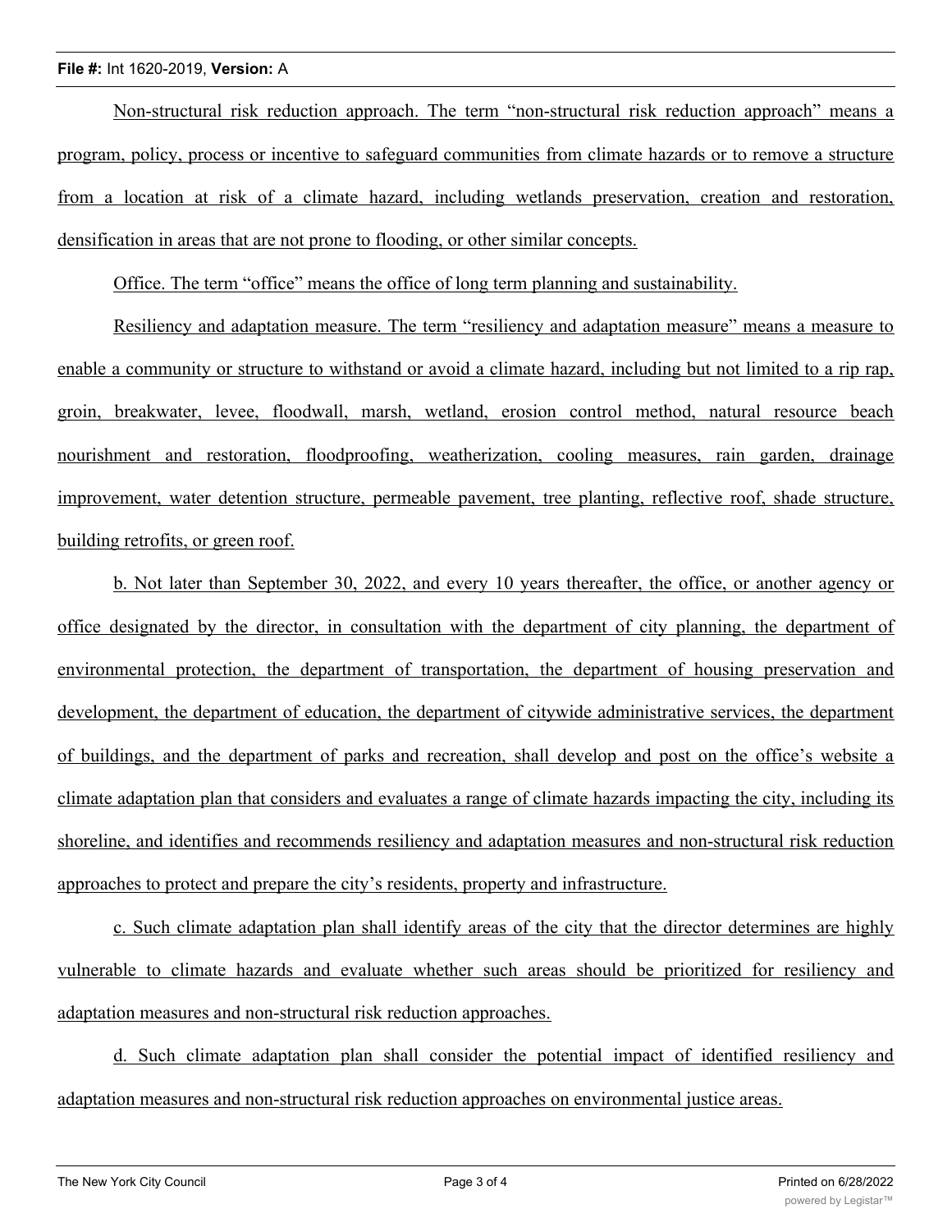Non-structural risk reduction approach. The term "non-structural risk reduction approach" means a program, policy, process or incentive to safeguard communities from climate hazards or to remove a structure from a location at risk of a climate hazard, including wetlands preservation, creation and restoration, densification in areas that are not prone to flooding, or other similar concepts.

Office. The term "office" means the office of long term planning and sustainability.

Resiliency and adaptation measure. The term "resiliency and adaptation measure" means a measure to enable a community or structure to withstand or avoid a climate hazard, including but not limited to a rip rap, groin, breakwater, levee, floodwall, marsh, wetland, erosion control method, natural resource beach nourishment and restoration, floodproofing, weatherization, cooling measures, rain garden, drainage improvement, water detention structure, permeable pavement, tree planting, reflective roof, shade structure, building retrofits, or green roof.

b. Not later than September 30, 2022, and every 10 years thereafter, the office, or another agency or office designated by the director, in consultation with the department of city planning, the department of environmental protection, the department of transportation, the department of housing preservation and development, the department of education, the department of citywide administrative services, the department of buildings, and the department of parks and recreation, shall develop and post on the office's website a climate adaptation plan that considers and evaluates a range of climate hazards impacting the city, including its shoreline, and identifies and recommends resiliency and adaptation measures and non-structural risk reduction approaches to protect and prepare the city's residents, property and infrastructure.

c. Such climate adaptation plan shall identify areas of the city that the director determines are highly vulnerable to climate hazards and evaluate whether such areas should be prioritized for resiliency and adaptation measures and non-structural risk reduction approaches.

d. Such climate adaptation plan shall consider the potential impact of identified resiliency and adaptation measures and non-structural risk reduction approaches on environmental justice areas.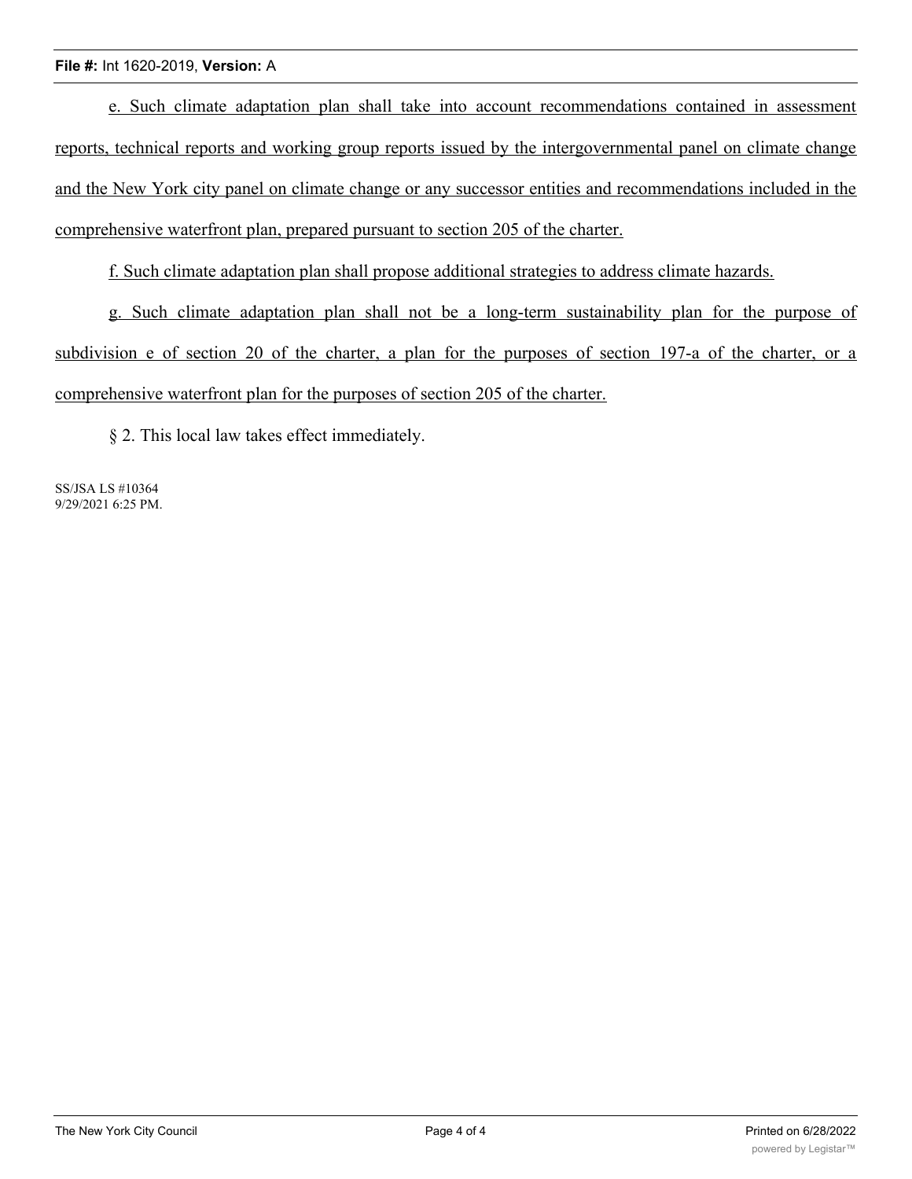e. Such climate adaptation plan shall take into account recommendations contained in assessment reports, technical reports and working group reports issued by the intergovernmental panel on climate change and the New York city panel on climate change or any successor entities and recommendations included in the comprehensive waterfront plan, prepared pursuant to section 205 of the charter.

f. Such climate adaptation plan shall propose additional strategies to address climate hazards.

g. Such climate adaptation plan shall not be a long-term sustainability plan for the purpose of subdivision e of section 20 of the charter, a plan for the purposes of section 197-a of the charter, or a comprehensive waterfront plan for the purposes of section 205 of the charter.

§ 2. This local law takes effect immediately.

SS/JSA LS #10364
9/29/2021 6:25 PM.